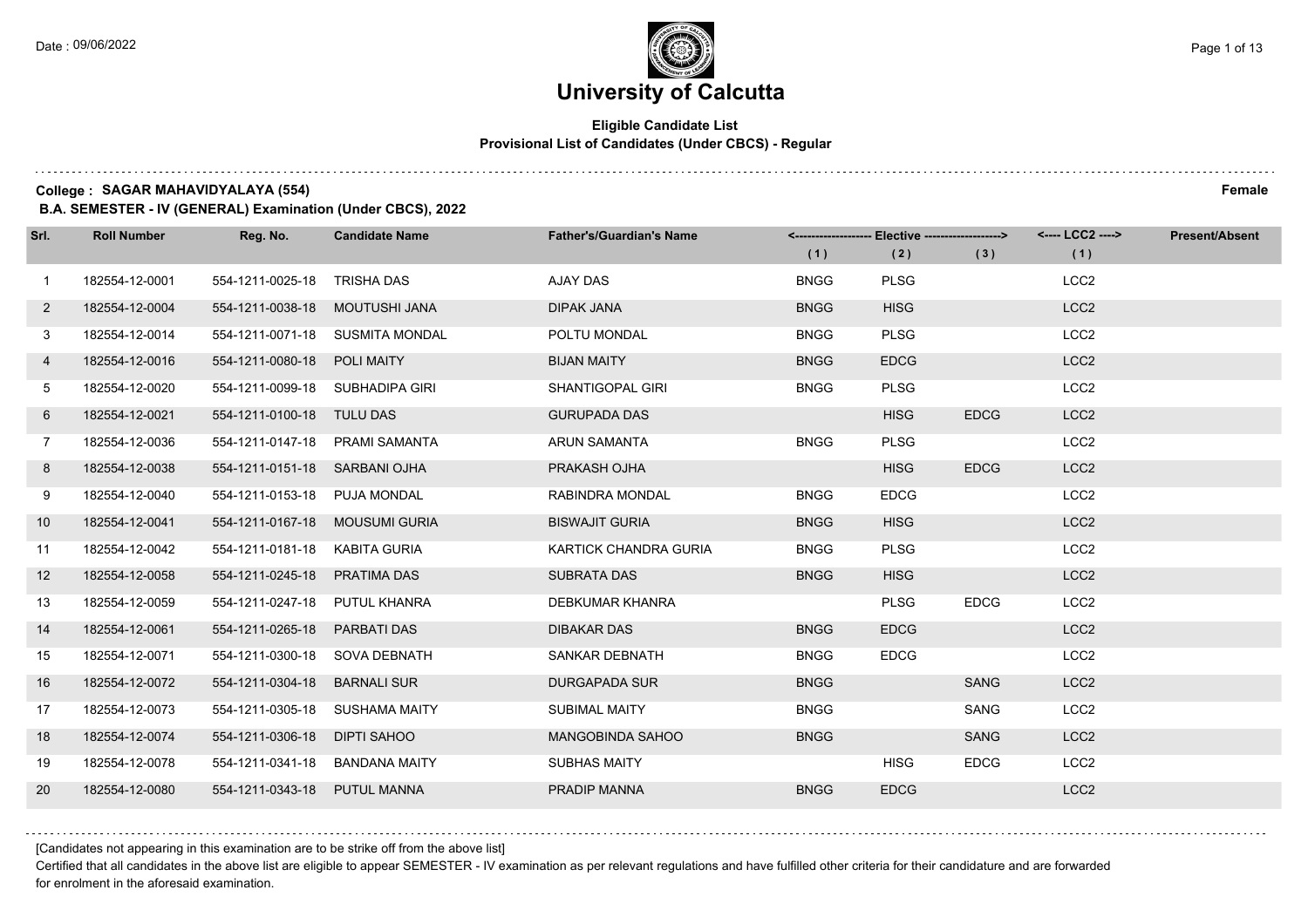# University of Calcutta

**Eligible Candidate List**
**Provisional List of Candidates (Under CBCS) - Regular**

**College : SAGAR MAHAVIDYALAYA (554)** **Female**

**B.A. SEMESTER - IV (GENERAL) Examination (Under CBCS), 2022**

| Srl. | Roll Number | Reg. No. | Candidate Name | Father's/Guardian's Name | <------------------- Elective -------------------> | | | <---- LCC2 ----> | Present/Absent |
|---|---|---|---|---|---|---|---|---|---|
| | | | | | (1) | (2) | (3) | (1) | |
| 1 | 182554-12-0001 | 554-1211-0025-18 | TRISHA DAS | AJAY DAS | BNGG | PLSG | | LCC2 | |
| 2 | 182554-12-0004 | 554-1211-0038-18 | MOUTUSHI JANA | DIPAK JANA | BNGG | HISG | | LCC2 | |
| 3 | 182554-12-0014 | 554-1211-0071-18 | SUSMITA MONDAL | POLTU MONDAL | BNGG | PLSG | | LCC2 | |
| 4 | 182554-12-0016 | 554-1211-0080-18 | POLI MAITY | BIJAN MAITY | BNGG | EDCG | | LCC2 | |
| 5 | 182554-12-0020 | 554-1211-0099-18 | SUBHADIPA GIRI | SHANTIGOPAL GIRI | BNGG | PLSG | | LCC2 | |
| 6 | 182554-12-0021 | 554-1211-0100-18 | TULU DAS | GURUPADA DAS | | HISG | EDCG | LCC2 | |
| 7 | 182554-12-0036 | 554-1211-0147-18 | PRAMI SAMANTA | ARUN SAMANTA | BNGG | PLSG | | LCC2 | |
| 8 | 182554-12-0038 | 554-1211-0151-18 | SARBANI OJHA | PRAKASH OJHA | | HISG | EDCG | LCC2 | |
| 9 | 182554-12-0040 | 554-1211-0153-18 | PUJA MONDAL | RABINDRA MONDAL | BNGG | EDCG | | LCC2 | |
| 10 | 182554-12-0041 | 554-1211-0167-18 | MOUSUMI GURIA | BISWAJIT GURIA | BNGG | HISG | | LCC2 | |
| 11 | 182554-12-0042 | 554-1211-0181-18 | KABITA GURIA | KARTICK CHANDRA GURIA | BNGG | PLSG | | LCC2 | |
| 12 | 182554-12-0058 | 554-1211-0245-18 | PRATIMA DAS | SUBRATA DAS | BNGG | HISG | | LCC2 | |
| 13 | 182554-12-0059 | 554-1211-0247-18 | PUTUL KHANRA | DEBKUMAR KHANRA | | PLSG | EDCG | LCC2 | |
| 14 | 182554-12-0061 | 554-1211-0265-18 | PARBATI DAS | DIBAKAR DAS | BNGG | EDCG | | LCC2 | |
| 15 | 182554-12-0071 | 554-1211-0300-18 | SOVA DEBNATH | SANKAR DEBNATH | BNGG | EDCG | | LCC2 | |
| 16 | 182554-12-0072 | 554-1211-0304-18 | BARNALI SUR | DURGAPADA SUR | BNGG | | SANG | LCC2 | |
| 17 | 182554-12-0073 | 554-1211-0305-18 | SUSHAMA MAITY | SUBIMAL MAITY | BNGG | | SANG | LCC2 | |
| 18 | 182554-12-0074 | 554-1211-0306-18 | DIPTI SAHOO | MANGOBINDA SAHOO | BNGG | | SANG | LCC2 | |
| 19 | 182554-12-0078 | 554-1211-0341-18 | BANDANA MAITY | SUBHAS MAITY | | HISG | EDCG | LCC2 | |
| 20 | 182554-12-0080 | 554-1211-0343-18 | PUTUL MANNA | PRADIP MANNA | BNGG | EDCG | | LCC2 | |

[Candidates not appearing in this examination are to be strike off from the above list]

Certified that all candidates in the above list are eligible to appear SEMESTER - IV examination as per relevant regulations and have fulfilled other criteria for their candidature and are forwarded for enrolment in the aforesaid examination.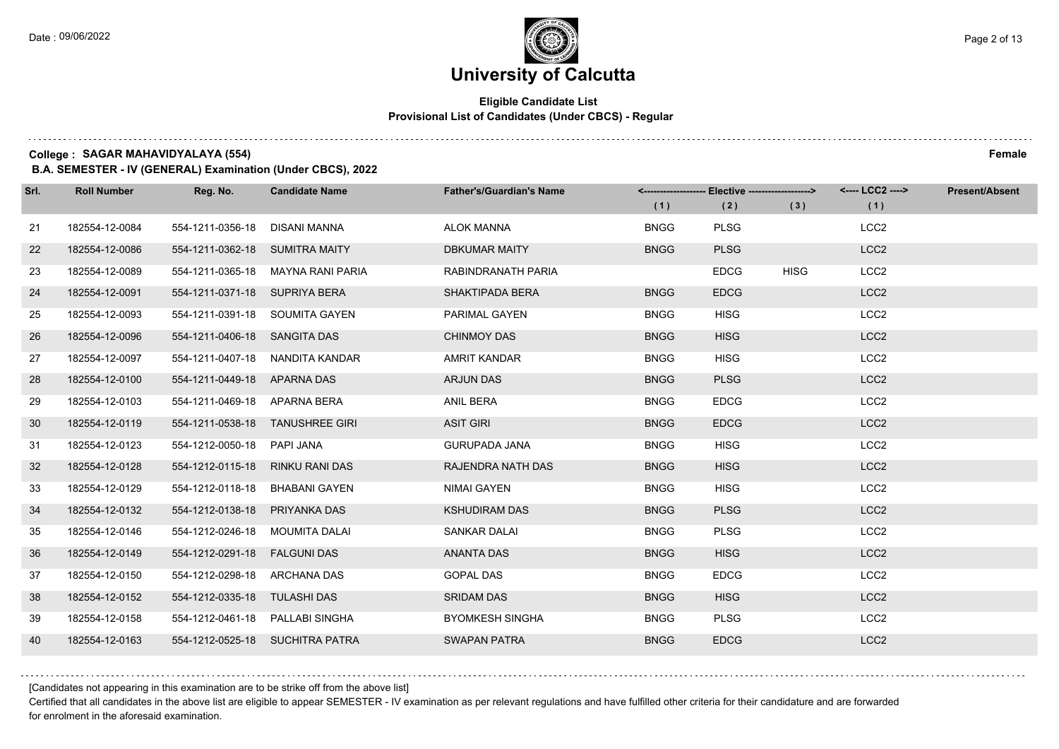# University of Calcutta

**Eligible Candidate List**
**Provisional List of Candidates (Under CBCS) - Regular**

**College : SAGAR MAHAVIDYALAYA (554)** **Female**

**B.A. SEMESTER - IV (GENERAL) Examination (Under CBCS), 2022**

| Srl. | Roll Number | Reg. No. | Candidate Name | Father's/Guardian's Name | Elective (1) | Elective (2) | Elective (3) | LCC2 (1) | Present/Absent |
|---|---|---|---|---|---|---|---|---|---|
| 21 | 182554-12-0084 | 554-1211-0356-18 | DISANI MANNA | ALOK MANNA | BNGG | PLSG | | LCC2 | |
| 22 | 182554-12-0086 | 554-1211-0362-18 | SUMITRA MAITY | DBKUMAR MAITY | BNGG | PLSG | | LCC2 | |
| 23 | 182554-12-0089 | 554-1211-0365-18 | MAYNA RANI PARIA | RABINDRANATH PARIA | | EDCG | HISG | LCC2 | |
| 24 | 182554-12-0091 | 554-1211-0371-18 | SUPRIYA BERA | SHAKTIPADA BERA | BNGG | EDCG | | LCC2 | |
| 25 | 182554-12-0093 | 554-1211-0391-18 | SOUMITA GAYEN | PARIMAL GAYEN | BNGG | HISG | | LCC2 | |
| 26 | 182554-12-0096 | 554-1211-0406-18 | SANGITA DAS | CHINMOY DAS | BNGG | HISG | | LCC2 | |
| 27 | 182554-12-0097 | 554-1211-0407-18 | NANDITA KANDAR | AMRIT KANDAR | BNGG | HISG | | LCC2 | |
| 28 | 182554-12-0100 | 554-1211-0449-18 | APARNA DAS | ARJUN DAS | BNGG | PLSG | | LCC2 | |
| 29 | 182554-12-0103 | 554-1211-0469-18 | APARNA BERA | ANIL BERA | BNGG | EDCG | | LCC2 | |
| 30 | 182554-12-0119 | 554-1211-0538-18 | TANUSHREE GIRI | ASIT GIRI | BNGG | EDCG | | LCC2 | |
| 31 | 182554-12-0123 | 554-1212-0050-18 | PAPI JANA | GURUPADA JANA | BNGG | HISG | | LCC2 | |
| 32 | 182554-12-0128 | 554-1212-0115-18 | RINKU RANI DAS | RAJENDRA NATH DAS | BNGG | HISG | | LCC2 | |
| 33 | 182554-12-0129 | 554-1212-0118-18 | BHABANI GAYEN | NIMAI GAYEN | BNGG | HISG | | LCC2 | |
| 34 | 182554-12-0132 | 554-1212-0138-18 | PRIYANKA DAS | KSHUDIRAM DAS | BNGG | PLSG | | LCC2 | |
| 35 | 182554-12-0146 | 554-1212-0246-18 | MOUMITA DALAI | SANKAR DALAI | BNGG | PLSG | | LCC2 | |
| 36 | 182554-12-0149 | 554-1212-0291-18 | FALGUNI DAS | ANANTA DAS | BNGG | HISG | | LCC2 | |
| 37 | 182554-12-0150 | 554-1212-0298-18 | ARCHANA DAS | GOPAL DAS | BNGG | EDCG | | LCC2 | |
| 38 | 182554-12-0152 | 554-1212-0335-18 | TULASHI DAS | SRIDAM DAS | BNGG | HISG | | LCC2 | |
| 39 | 182554-12-0158 | 554-1212-0461-18 | PALLABI SINGHA | BYOMKESH SINGHA | BNGG | PLSG | | LCC2 | |
| 40 | 182554-12-0163 | 554-1212-0525-18 | SUCHITRA PATRA | SWAPAN PATRA | BNGG | EDCG | | LCC2 | |

[Candidates not appearing in this examination are to be strike off from the above list]

Certified that all candidates in the above list are eligible to appear SEMESTER - IV examination as per relevant regulations and have fulfilled other criteria for their candidature and are forwarded for enrolment in the aforesaid examination.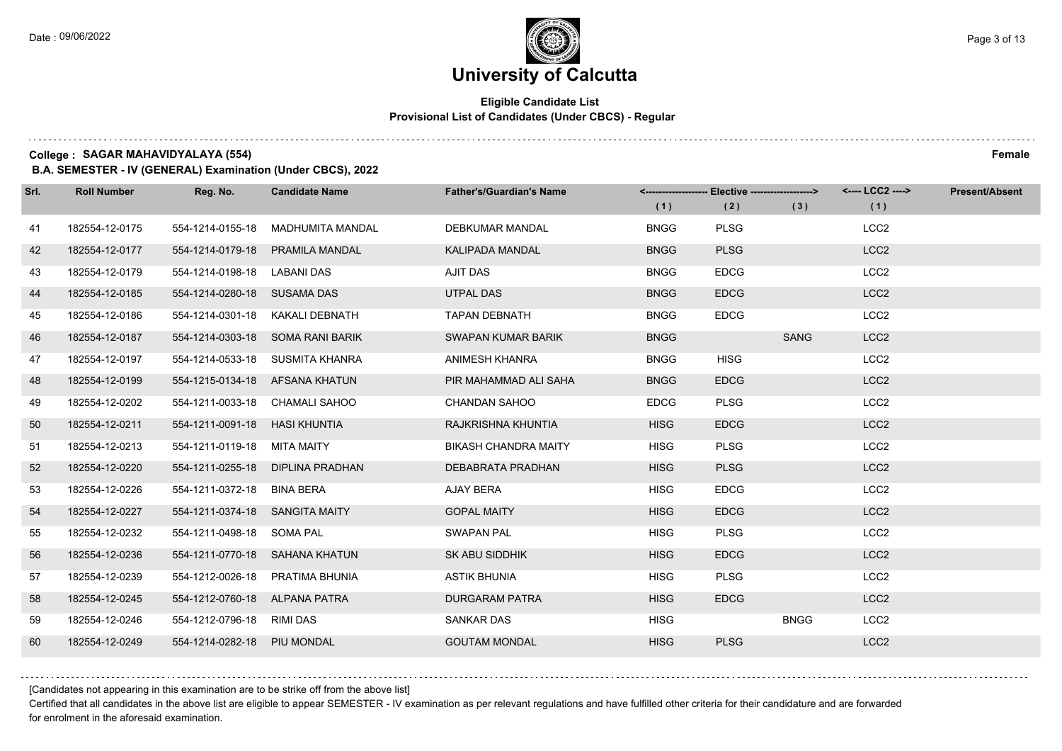# University of Calcutta

## Eligible Candidate List
### Provisional List of Candidates (Under CBCS) - Regular

**College : SAGAR MAHAVIDYALAYA (554)** **Female**

**B.A. SEMESTER - IV (GENERAL) Examination (Under CBCS), 2022**

| Srl. | Roll Number | Reg. No. | Candidate Name | Father's/Guardian's Name | <------------------- Elective -------------------> | | | <---- LCC2 ----> | Present/Absent |
|---|---|---|---|---|---|---|---|---|---|
| | | | | | (1) | (2) | (3) | (1) | |
| 41 | 182554-12-0175 | 554-1214-0155-18 | MADHUMITA MANDAL | DEBKUMAR MANDAL | BNGG | PLSG | | LCC2 | |
| 42 | 182554-12-0177 | 554-1214-0179-18 | PRAMILA MANDAL | KALIPADA MANDAL | BNGG | PLSG | | LCC2 | |
| 43 | 182554-12-0179 | 554-1214-0198-18 | LABANI DAS | AJIT DAS | BNGG | EDCG | | LCC2 | |
| 44 | 182554-12-0185 | 554-1214-0280-18 | SUSAMA DAS | UTPAL DAS | BNGG | EDCG | | LCC2 | |
| 45 | 182554-12-0186 | 554-1214-0301-18 | KAKALI DEBNATH | TAPAN DEBNATH | BNGG | EDCG | | LCC2 | |
| 46 | 182554-12-0187 | 554-1214-0303-18 | SOMA RANI BARIK | SWAPAN KUMAR BARIK | BNGG | | SANG | LCC2 | |
| 47 | 182554-12-0197 | 554-1214-0533-18 | SUSMITA KHANRA | ANIMESH KHANRA | BNGG | HISG | | LCC2 | |
| 48 | 182554-12-0199 | 554-1215-0134-18 | AFSANA KHATUN | PIR MAHAMMAD ALI SAHA | BNGG | EDCG | | LCC2 | |
| 49 | 182554-12-0202 | 554-1211-0033-18 | CHAMALI SAHOO | CHANDAN SAHOO | EDCG | PLSG | | LCC2 | |
| 50 | 182554-12-0211 | 554-1211-0091-18 | HASI KHUNTIA | RAJKRISHNA KHUNTIA | HISG | EDCG | | LCC2 | |
| 51 | 182554-12-0213 | 554-1211-0119-18 | MITA MAITY | BIKASH CHANDRA MAITY | HISG | PLSG | | LCC2 | |
| 52 | 182554-12-0220 | 554-1211-0255-18 | DIPLINA PRADHAN | DEBABRATA PRADHAN | HISG | PLSG | | LCC2 | |
| 53 | 182554-12-0226 | 554-1211-0372-18 | BINA BERA | AJAY BERA | HISG | EDCG | | LCC2 | |
| 54 | 182554-12-0227 | 554-1211-0374-18 | SANGITA MAITY | GOPAL MAITY | HISG | EDCG | | LCC2 | |
| 55 | 182554-12-0232 | 554-1211-0498-18 | SOMA PAL | SWAPAN PAL | HISG | PLSG | | LCC2 | |
| 56 | 182554-12-0236 | 554-1211-0770-18 | SAHANA KHATUN | SK ABU SIDDHIK | HISG | EDCG | | LCC2 | |
| 57 | 182554-12-0239 | 554-1212-0026-18 | PRATIMA BHUNIA | ASTIK BHUNIA | HISG | PLSG | | LCC2 | |
| 58 | 182554-12-0245 | 554-1212-0760-18 | ALPANA PATRA | DURGARAM PATRA | HISG | EDCG | | LCC2 | |
| 59 | 182554-12-0246 | 554-1212-0796-18 | RIMI DAS | SANKAR DAS | HISG | | BNGG | LCC2 | |
| 60 | 182554-12-0249 | 554-1214-0282-18 | PIU MONDAL | GOUTAM MONDAL | HISG | PLSG | | LCC2 | |

[Candidates not appearing in this examination are to be strike off from the above list]

Certified that all candidates in the above list are eligible to appear SEMESTER - IV examination as per relevant regulations and have fulfilled other criteria for their candidature and are forwarded for enrolment in the aforesaid examination.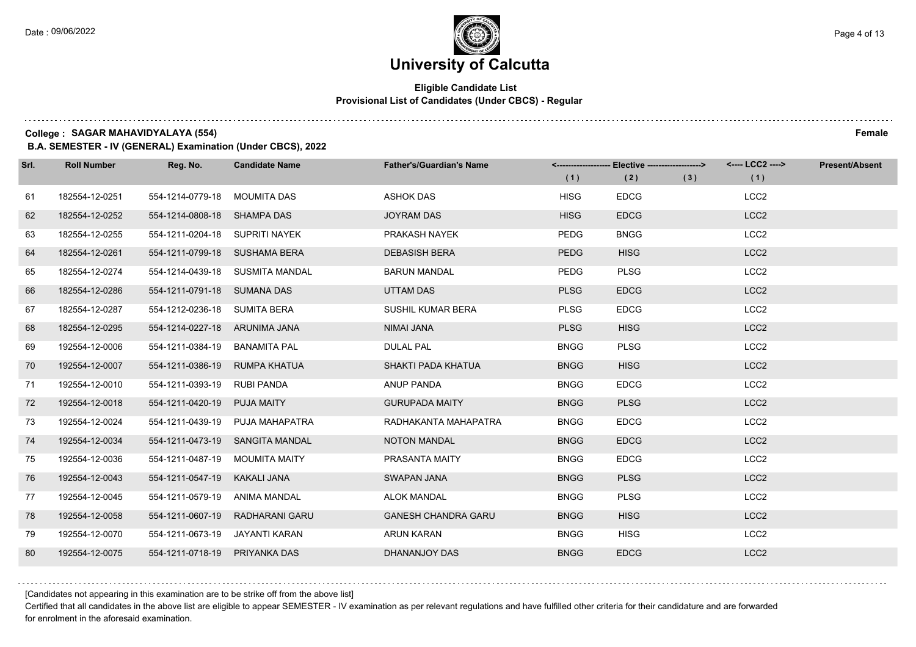# University of Calcutta

**Eligible Candidate List**
**Provisional List of Candidates (Under CBCS) - Regular**

**College : SAGAR MAHAVIDYALAYA (554)** **Female**

**B.A. SEMESTER - IV (GENERAL) Examination (Under CBCS), 2022**

| Srl. | Roll Number | Reg. No. | Candidate Name | Father's/Guardian's Name | Elective (1) | Elective (2) | Elective (3) | LCC2 (1) | Present/Absent |
|---|---|---|---|---|---|---|---|---|---|
| 61 | 182554-12-0251 | 554-1214-0779-18 | MOUMITA DAS | ASHOK DAS | HISG | EDCG | | LCC2 | |
| 62 | 182554-12-0252 | 554-1214-0808-18 | SHAMPA DAS | JOYRAM DAS | HISG | EDCG | | LCC2 | |
| 63 | 182554-12-0255 | 554-1211-0204-18 | SUPRITI NAYEK | PRAKASH NAYEK | PEDG | BNGG | | LCC2 | |
| 64 | 182554-12-0261 | 554-1211-0799-18 | SUSHAMA BERA | DEBASISH BERA | PEDG | HISG | | LCC2 | |
| 65 | 182554-12-0274 | 554-1214-0439-18 | SUSMITA MANDAL | BARUN MANDAL | PEDG | PLSG | | LCC2 | |
| 66 | 182554-12-0286 | 554-1211-0791-18 | SUMANA DAS | UTTAM DAS | PLSG | EDCG | | LCC2 | |
| 67 | 182554-12-0287 | 554-1212-0236-18 | SUMITA BERA | SUSHIL KUMAR BERA | PLSG | EDCG | | LCC2 | |
| 68 | 182554-12-0295 | 554-1214-0227-18 | ARUNIMA JANA | NIMAI JANA | PLSG | HISG | | LCC2 | |
| 69 | 192554-12-0006 | 554-1211-0384-19 | BANAMITA PAL | DULAL PAL | BNGG | PLSG | | LCC2 | |
| 70 | 192554-12-0007 | 554-1211-0386-19 | RUMPA KHATUA | SHAKTI PADA KHATUA | BNGG | HISG | | LCC2 | |
| 71 | 192554-12-0010 | 554-1211-0393-19 | RUBI PANDA | ANUP PANDA | BNGG | EDCG | | LCC2 | |
| 72 | 192554-12-0018 | 554-1211-0420-19 | PUJA MAITY | GURUPADA MAITY | BNGG | PLSG | | LCC2 | |
| 73 | 192554-12-0024 | 554-1211-0439-19 | PUJA MAHAPATRA | RADHAKANTA MAHAPATRA | BNGG | EDCG | | LCC2 | |
| 74 | 192554-12-0034 | 554-1211-0473-19 | SANGITA MANDAL | NOTON MANDAL | BNGG | EDCG | | LCC2 | |
| 75 | 192554-12-0036 | 554-1211-0487-19 | MOUMITA MAITY | PRASANTA MAITY | BNGG | EDCG | | LCC2 | |
| 76 | 192554-12-0043 | 554-1211-0547-19 | KAKALI JANA | SWAPAN JANA | BNGG | PLSG | | LCC2 | |
| 77 | 192554-12-0045 | 554-1211-0579-19 | ANIMA MANDAL | ALOK MANDAL | BNGG | PLSG | | LCC2 | |
| 78 | 192554-12-0058 | 554-1211-0607-19 | RADHARANI GARU | GANESH CHANDRA GARU | BNGG | HISG | | LCC2 | |
| 79 | 192554-12-0070 | 554-1211-0673-19 | JAYANTI KARAN | ARUN KARAN | BNGG | HISG | | LCC2 | |
| 80 | 192554-12-0075 | 554-1211-0718-19 | PRIYANKA DAS | DHANANJOY DAS | BNGG | EDCG | | LCC2 | |

[Candidates not appearing in this examination are to be strike off from the above list]

Certified that all candidates in the above list are eligible to appear SEMESTER - IV examination as per relevant regulations and have fulfilled other criteria for their candidature and are forwarded for enrolment in the aforesaid examination.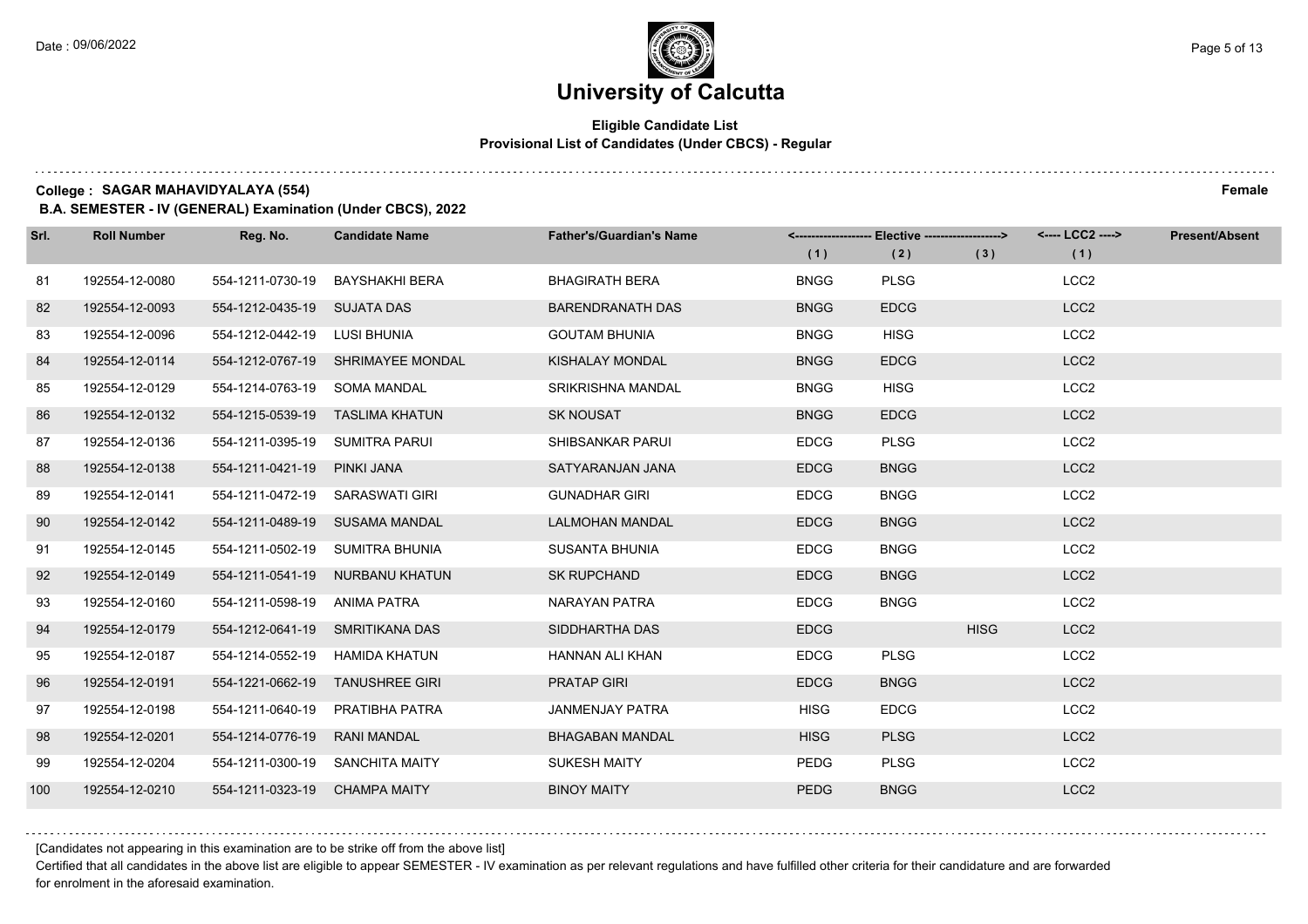# University of Calcutta

**Eligible Candidate List**
**Provisional List of Candidates (Under CBCS) - Regular**

**College : SAGAR MAHAVIDYALAYA (554)** **Female**

**B.A. SEMESTER - IV (GENERAL) Examination (Under CBCS), 2022**

| Srl. | Roll Number | Reg. No. | Candidate Name | Father's/Guardian's Name | Elective (1) | Elective (2) | Elective (3) | LCC2 (1) | Present/Absent |
|---|---|---|---|---|---|---|---|---|---|
| 81 | 192554-12-0080 | 554-1211-0730-19 | BAYSHAKHI BERA | BHAGIRATH BERA | BNGG | PLSG | | LCC2 | |
| 82 | 192554-12-0093 | 554-1212-0435-19 | SUJATA DAS | BARENDRANATH DAS | BNGG | EDCG | | LCC2 | |
| 83 | 192554-12-0096 | 554-1212-0442-19 | LUSI BHUNIA | GOUTAM BHUNIA | BNGG | HISG | | LCC2 | |
| 84 | 192554-12-0114 | 554-1212-0767-19 | SHRIMAYEE MONDAL | KISHALAY MONDAL | BNGG | EDCG | | LCC2 | |
| 85 | 192554-12-0129 | 554-1214-0763-19 | SOMA MANDAL | SRIKRISHNA MANDAL | BNGG | HISG | | LCC2 | |
| 86 | 192554-12-0132 | 554-1215-0539-19 | TASLIMA KHATUN | SK NOUSAT | BNGG | EDCG | | LCC2 | |
| 87 | 192554-12-0136 | 554-1211-0395-19 | SUMITRA PARUI | SHIBSANKAR PARUI | EDCG | PLSG | | LCC2 | |
| 88 | 192554-12-0138 | 554-1211-0421-19 | PINKI JANA | SATYARANJAN JANA | EDCG | BNGG | | LCC2 | |
| 89 | 192554-12-0141 | 554-1211-0472-19 | SARASWATI GIRI | GUNADHAR GIRI | EDCG | BNGG | | LCC2 | |
| 90 | 192554-12-0142 | 554-1211-0489-19 | SUSAMA MANDAL | LALMOHAN MANDAL | EDCG | BNGG | | LCC2 | |
| 91 | 192554-12-0145 | 554-1211-0502-19 | SUMITRA BHUNIA | SUSANTA BHUNIA | EDCG | BNGG | | LCC2 | |
| 92 | 192554-12-0149 | 554-1211-0541-19 | NURBANU KHATUN | SK RUPCHAND | EDCG | BNGG | | LCC2 | |
| 93 | 192554-12-0160 | 554-1211-0598-19 | ANIMA PATRA | NARAYAN PATRA | EDCG | BNGG | | LCC2 | |
| 94 | 192554-12-0179 | 554-1212-0641-19 | SMRITIKANA DAS | SIDDHARTHA DAS | EDCG | | HISG | LCC2 | |
| 95 | 192554-12-0187 | 554-1214-0552-19 | HAMIDA KHATUN | HANNAN ALI KHAN | EDCG | PLSG | | LCC2 | |
| 96 | 192554-12-0191 | 554-1221-0662-19 | TANUSHREE GIRI | PRATAP GIRI | EDCG | BNGG | | LCC2 | |
| 97 | 192554-12-0198 | 554-1211-0640-19 | PRATIBHA PATRA | JANMENJAY PATRA | HISG | EDCG | | LCC2 | |
| 98 | 192554-12-0201 | 554-1214-0776-19 | RANI MANDAL | BHAGABAN MANDAL | HISG | PLSG | | LCC2 | |
| 99 | 192554-12-0204 | 554-1211-0300-19 | SANCHITA MAITY | SUKESH MAITY | PEDG | PLSG | | LCC2 | |
| 100 | 192554-12-0210 | 554-1211-0323-19 | CHAMPA MAITY | BINOY MAITY | PEDG | BNGG | | LCC2 | |

[Candidates not appearing in this examination are to be strike off from the above list]

Certified that all candidates in the above list are eligible to appear SEMESTER - IV examination as per relevant regulations and have fulfilled other criteria for their candidature and are forwarded for enrolment in the aforesaid examination.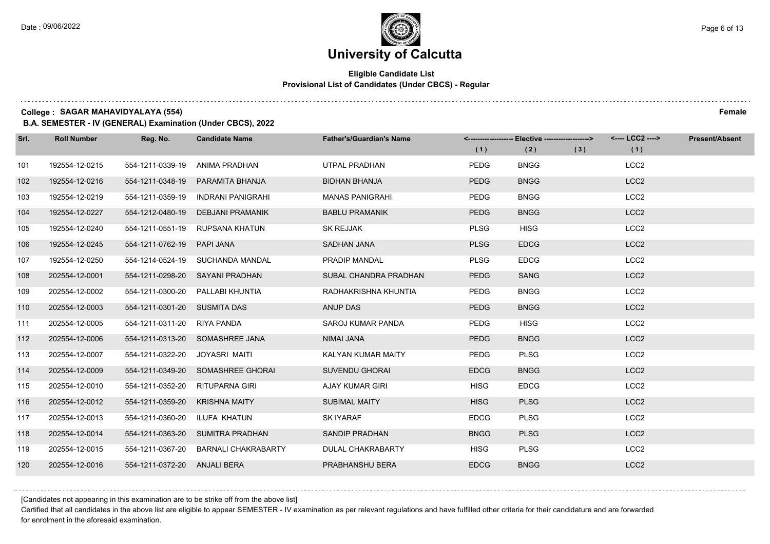# University of Calcutta

**Eligible Candidate List**
**Provisional List of Candidates (Under CBCS) - Regular**

**College : SAGAR MAHAVIDYALAYA (554)** **Female**

**B.A. SEMESTER - IV (GENERAL) Examination (Under CBCS), 2022**

| Srl. | Roll Number | Reg. No. | Candidate Name | Father's/Guardian's Name | Elective (1) | Elective (2) | Elective (3) | LCC2 (1) | Present/Absent |
|---|---|---|---|---|---|---|---|---|---|
| 101 | 192554-12-0215 | 554-1211-0339-19 | ANIMA PRADHAN | UTPAL PRADHAN | PEDG | BNGG | | LCC2 | |
| 102 | 192554-12-0216 | 554-1211-0348-19 | PARAMITA BHANJA | BIDHAN BHANJA | PEDG | BNGG | | LCC2 | |
| 103 | 192554-12-0219 | 554-1211-0359-19 | INDRANI PANIGRAHI | MANAS PANIGRAHI | PEDG | BNGG | | LCC2 | |
| 104 | 192554-12-0227 | 554-1212-0480-19 | DEBJANI PRAMANIK | BABLU PRAMANIK | PEDG | BNGG | | LCC2 | |
| 105 | 192554-12-0240 | 554-1211-0551-19 | RUPSANA KHATUN | SK REJJAK | PLSG | HISG | | LCC2 | |
| 106 | 192554-12-0245 | 554-1211-0762-19 | PAPI JANA | SADHAN JANA | PLSG | EDCG | | LCC2 | |
| 107 | 192554-12-0250 | 554-1214-0524-19 | SUCHANDA MANDAL | PRADIP MANDAL | PLSG | EDCG | | LCC2 | |
| 108 | 202554-12-0001 | 554-1211-0298-20 | SAYANI PRADHAN | SUBAL CHANDRA PRADHAN | PEDG | SANG | | LCC2 | |
| 109 | 202554-12-0002 | 554-1211-0300-20 | PALLABI KHUNTIA | RADHAKRISHNA KHUNTIA | PEDG | BNGG | | LCC2 | |
| 110 | 202554-12-0003 | 554-1211-0301-20 | SUSMITA DAS | ANUP DAS | PEDG | BNGG | | LCC2 | |
| 111 | 202554-12-0005 | 554-1211-0311-20 | RIYA PANDA | SAROJ KUMAR PANDA | PEDG | HISG | | LCC2 | |
| 112 | 202554-12-0006 | 554-1211-0313-20 | SOMASHREE JANA | NIMAI JANA | PEDG | BNGG | | LCC2 | |
| 113 | 202554-12-0007 | 554-1211-0322-20 | JOYASRI MAITI | KALYAN KUMAR MAITY | PEDG | PLSG | | LCC2 | |
| 114 | 202554-12-0009 | 554-1211-0349-20 | SOMASHREE GHORAI | SUVENDU GHORAI | EDCG | BNGG | | LCC2 | |
| 115 | 202554-12-0010 | 554-1211-0352-20 | RITUPARNA GIRI | AJAY KUMAR GIRI | HISG | EDCG | | LCC2 | |
| 116 | 202554-12-0012 | 554-1211-0359-20 | KRISHNA MAITY | SUBIMAL MAITY | HISG | PLSG | | LCC2 | |
| 117 | 202554-12-0013 | 554-1211-0360-20 | ILUFA KHATUN | SK IYARAF | EDCG | PLSG | | LCC2 | |
| 118 | 202554-12-0014 | 554-1211-0363-20 | SUMITRA PRADHAN | SANDIP PRADHAN | BNGG | PLSG | | LCC2 | |
| 119 | 202554-12-0015 | 554-1211-0367-20 | BARNALI CHAKRABARTY | DULAL CHAKRABARTY | HISG | PLSG | | LCC2 | |
| 120 | 202554-12-0016 | 554-1211-0372-20 | ANJALI BERA | PRABHANSHU BERA | EDCG | BNGG | | LCC2 | |

[Candidates not appearing in this examination are to be strike off from the above list]

Certified that all candidates in the above list are eligible to appear SEMESTER - IV examination as per relevant regulations and have fulfilled other criteria for their candidature and are forwarded for enrolment in the aforesaid examination.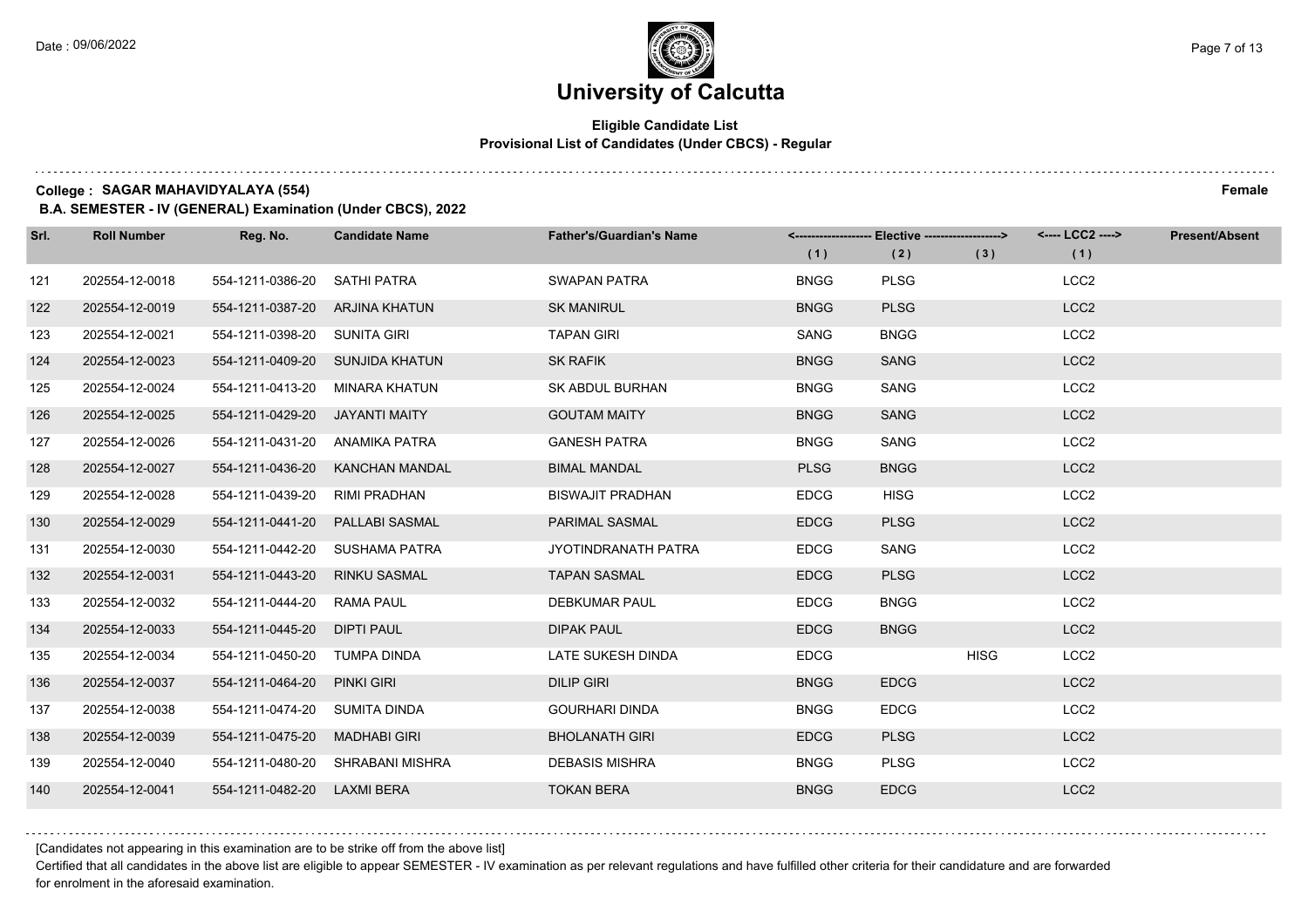# University of Calcutta

## Eligible Candidate List
### Provisional List of Candidates (Under CBCS) - Regular

**College : SAGAR MAHAVIDYALAYA (554)** **Female**

**B.A. SEMESTER - IV (GENERAL) Examination (Under CBCS), 2022**

| Srl. | Roll Number | Reg. No. | Candidate Name | Father's/Guardian's Name | Elective (1) | Elective (2) | Elective (3) | LCC2 (1) | Present/Absent |
|---|---|---|---|---|---|---|---|---|---|
| 121 | 202554-12-0018 | 554-1211-0386-20 | SATHI PATRA | SWAPAN PATRA | BNGG | PLSG | | LCC2 | |
| 122 | 202554-12-0019 | 554-1211-0387-20 | ARJINA KHATUN | SK MANIRUL | BNGG | PLSG | | LCC2 | |
| 123 | 202554-12-0021 | 554-1211-0398-20 | SUNITA GIRI | TAPAN GIRI | SANG | BNGG | | LCC2 | |
| 124 | 202554-12-0023 | 554-1211-0409-20 | SUNJIDA KHATUN | SK RAFIK | BNGG | SANG | | LCC2 | |
| 125 | 202554-12-0024 | 554-1211-0413-20 | MINARA KHATUN | SK ABDUL BURHAN | BNGG | SANG | | LCC2 | |
| 126 | 202554-12-0025 | 554-1211-0429-20 | JAYANTI MAITY | GOUTAM MAITY | BNGG | SANG | | LCC2 | |
| 127 | 202554-12-0026 | 554-1211-0431-20 | ANAMIKA PATRA | GANESH PATRA | BNGG | SANG | | LCC2 | |
| 128 | 202554-12-0027 | 554-1211-0436-20 | KANCHAN MANDAL | BIMAL MANDAL | PLSG | BNGG | | LCC2 | |
| 129 | 202554-12-0028 | 554-1211-0439-20 | RIMI PRADHAN | BISWAJIT PRADHAN | EDCG | HISG | | LCC2 | |
| 130 | 202554-12-0029 | 554-1211-0441-20 | PALLABI SASMAL | PARIMAL SASMAL | EDCG | PLSG | | LCC2 | |
| 131 | 202554-12-0030 | 554-1211-0442-20 | SUSHAMA PATRA | JYOTINDRANATH PATRA | EDCG | SANG | | LCC2 | |
| 132 | 202554-12-0031 | 554-1211-0443-20 | RINKU SASMAL | TAPAN SASMAL | EDCG | PLSG | | LCC2 | |
| 133 | 202554-12-0032 | 554-1211-0444-20 | RAMA PAUL | DEBKUMAR PAUL | EDCG | BNGG | | LCC2 | |
| 134 | 202554-12-0033 | 554-1211-0445-20 | DIPTI PAUL | DIPAK PAUL | EDCG | BNGG | | LCC2 | |
| 135 | 202554-12-0034 | 554-1211-0450-20 | TUMPA DINDA | LATE SUKESH DINDA | EDCG | | HISG | LCC2 | |
| 136 | 202554-12-0037 | 554-1211-0464-20 | PINKI GIRI | DILIP GIRI | BNGG | EDCG | | LCC2 | |
| 137 | 202554-12-0038 | 554-1211-0474-20 | SUMITA DINDA | GOURHARI DINDA | BNGG | EDCG | | LCC2 | |
| 138 | 202554-12-0039 | 554-1211-0475-20 | MADHABI GIRI | BHOLANATH GIRI | EDCG | PLSG | | LCC2 | |
| 139 | 202554-12-0040 | 554-1211-0480-20 | SHRABANI MISHRA | DEBASIS MISHRA | BNGG | PLSG | | LCC2 | |
| 140 | 202554-12-0041 | 554-1211-0482-20 | LAXMI BERA | TOKAN BERA | BNGG | EDCG | | LCC2 | |

[Candidates not appearing in this examination are to be strike off from the above list]

Certified that all candidates in the above list are eligible to appear SEMESTER - IV examination as per relevant regulations and have fulfilled other criteria for their candidature and are forwarded for enrolment in the aforesaid examination.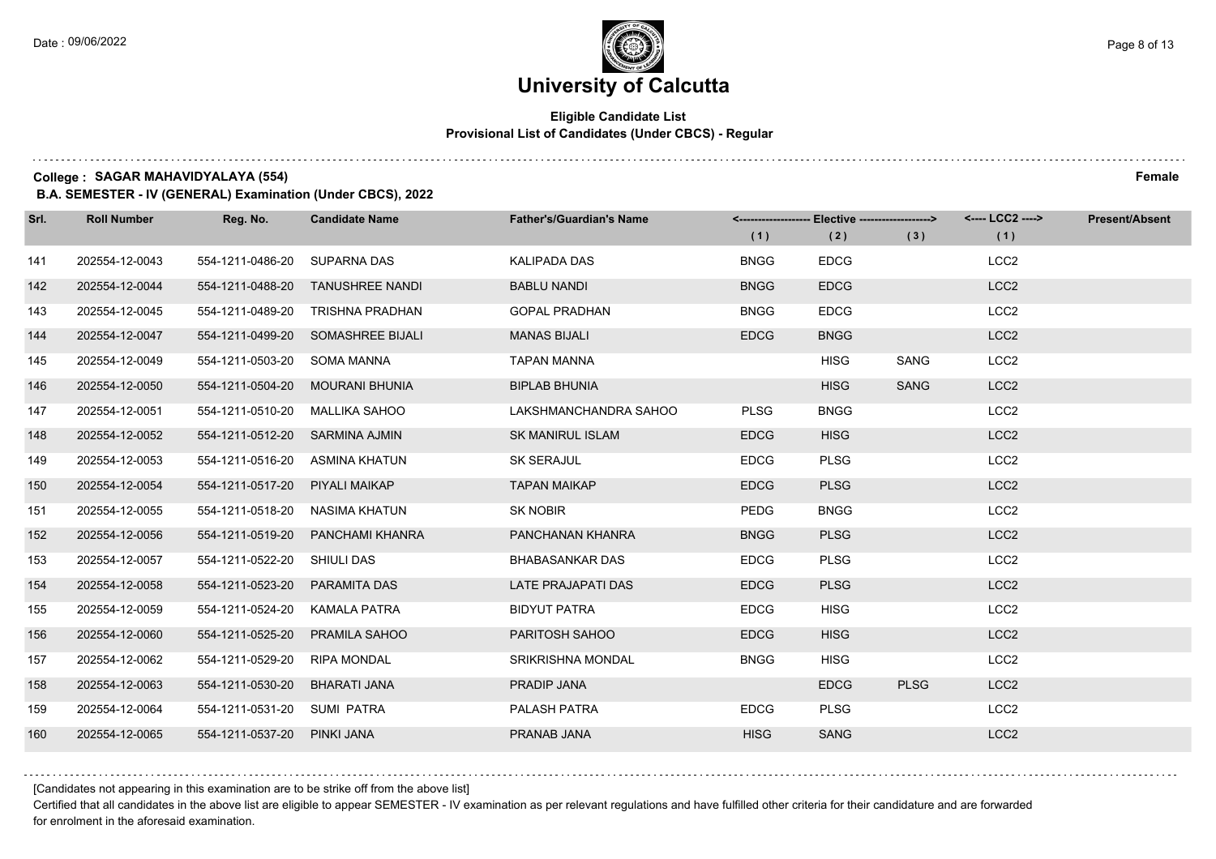# University of Calcutta

**Eligible Candidate List**
**Provisional List of Candidates (Under CBCS) - Regular**

**College : SAGAR MAHAVIDYALAYA (554)** **Female**

**B.A. SEMESTER - IV (GENERAL) Examination (Under CBCS), 2022**

| Srl. | Roll Number | Reg. No. | Candidate Name | Father's/Guardian's Name | Elective (1) | Elective (2) | Elective (3) | LCC2 (1) | Present/Absent |
|---|---|---|---|---|---|---|---|---|---|
| 141 | 202554-12-0043 | 554-1211-0486-20 | SUPARNA DAS | KALIPADA DAS | BNGG | EDCG | | LCC2 | |
| 142 | 202554-12-0044 | 554-1211-0488-20 | TANUSHREE NANDI | BABLU NANDI | BNGG | EDCG | | LCC2 | |
| 143 | 202554-12-0045 | 554-1211-0489-20 | TRISHNA PRADHAN | GOPAL PRADHAN | BNGG | EDCG | | LCC2 | |
| 144 | 202554-12-0047 | 554-1211-0499-20 | SOMASHREE BIJALI | MANAS BIJALI | EDCG | BNGG | | LCC2 | |
| 145 | 202554-12-0049 | 554-1211-0503-20 | SOMA MANNA | TAPAN MANNA | | HISG | SANG | LCC2 | |
| 146 | 202554-12-0050 | 554-1211-0504-20 | MOURANI BHUNIA | BIPLAB BHUNIA | | HISG | SANG | LCC2 | |
| 147 | 202554-12-0051 | 554-1211-0510-20 | MALLIKA SAHOO | LAKSHMANCHANDRA SAHOO | PLSG | BNGG | | LCC2 | |
| 148 | 202554-12-0052 | 554-1211-0512-20 | SARMINA AJMIN | SK MANIRUL ISLAM | EDCG | HISG | | LCC2 | |
| 149 | 202554-12-0053 | 554-1211-0516-20 | ASMINA KHATUN | SK SERAJUL | EDCG | PLSG | | LCC2 | |
| 150 | 202554-12-0054 | 554-1211-0517-20 | PIYALI MAIKAP | TAPAN MAIKAP | EDCG | PLSG | | LCC2 | |
| 151 | 202554-12-0055 | 554-1211-0518-20 | NASIMA KHATUN | SK NOBIR | PEDG | BNGG | | LCC2 | |
| 152 | 202554-12-0056 | 554-1211-0519-20 | PANCHAMI KHANRA | PANCHANAN KHANRA | BNGG | PLSG | | LCC2 | |
| 153 | 202554-12-0057 | 554-1211-0522-20 | SHIULI DAS | BHABASANKAR DAS | EDCG | PLSG | | LCC2 | |
| 154 | 202554-12-0058 | 554-1211-0523-20 | PARAMITA DAS | LATE PRAJAPATI DAS | EDCG | PLSG | | LCC2 | |
| 155 | 202554-12-0059 | 554-1211-0524-20 | KAMALA PATRA | BIDYUT PATRA | EDCG | HISG | | LCC2 | |
| 156 | 202554-12-0060 | 554-1211-0525-20 | PRAMILA SAHOO | PARITOSH SAHOO | EDCG | HISG | | LCC2 | |
| 157 | 202554-12-0062 | 554-1211-0529-20 | RIPA MONDAL | SRIKRISHNA MONDAL | BNGG | HISG | | LCC2 | |
| 158 | 202554-12-0063 | 554-1211-0530-20 | BHARATI JANA | PRADIP JANA | | EDCG | PLSG | LCC2 | |
| 159 | 202554-12-0064 | 554-1211-0531-20 | SUMI PATRA | PALASH PATRA | EDCG | PLSG | | LCC2 | |
| 160 | 202554-12-0065 | 554-1211-0537-20 | PINKI JANA | PRANAB JANA | HISG | SANG | | LCC2 | |

[Candidates not appearing in this examination are to be strike off from the above list]

Certified that all candidates in the above list are eligible to appear SEMESTER - IV examination as per relevant regulations and have fulfilled other criteria for their candidature and are forwarded for enrolment in the aforesaid examination.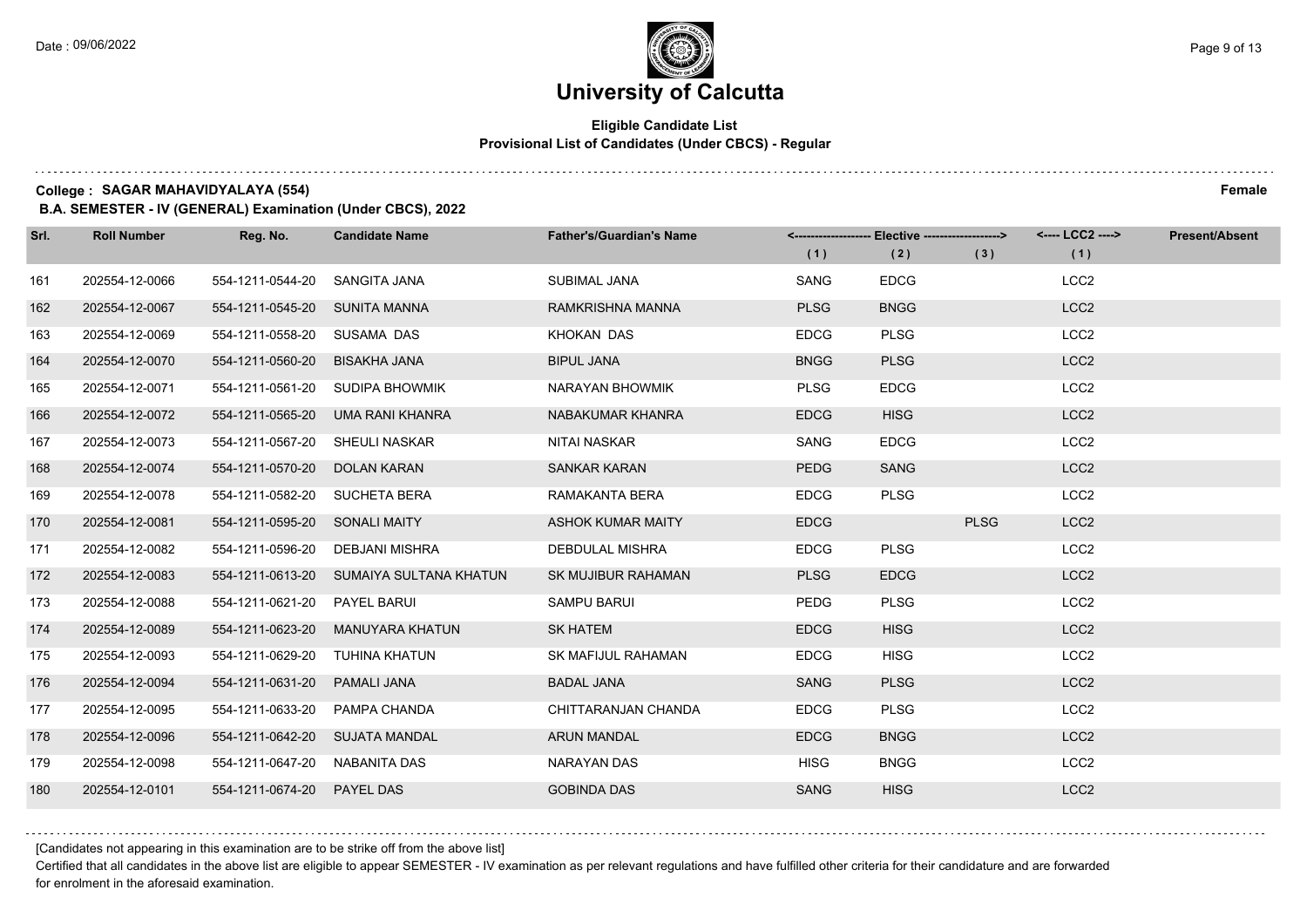# University of Calcutta

**Eligible Candidate List**
**Provisional List of Candidates (Under CBCS) - Regular**

**College : SAGAR MAHAVIDYALAYA (554)** **Female**

**B.A. SEMESTER - IV (GENERAL) Examination (Under CBCS), 2022**

| Srl. | Roll Number | Reg. No. | Candidate Name | Father's/Guardian's Name | Elective (1) | Elective (2) | Elective (3) | LCC2 (1) | Present/Absent |
|---|---|---|---|---|---|---|---|---|---|
| 161 | 202554-12-0066 | 554-1211-0544-20 | SANGITA JANA | SUBIMAL JANA | SANG | EDCG | | LCC2 | |
| 162 | 202554-12-0067 | 554-1211-0545-20 | SUNITA MANNA | RAMKRISHNA MANNA | PLSG | BNGG | | LCC2 | |
| 163 | 202554-12-0069 | 554-1211-0558-20 | SUSAMA DAS | KHOKAN DAS | EDCG | PLSG | | LCC2 | |
| 164 | 202554-12-0070 | 554-1211-0560-20 | BISAKHA JANA | BIPUL JANA | BNGG | PLSG | | LCC2 | |
| 165 | 202554-12-0071 | 554-1211-0561-20 | SUDIPA BHOWMIK | NARAYAN BHOWMIK | PLSG | EDCG | | LCC2 | |
| 166 | 202554-12-0072 | 554-1211-0565-20 | UMA RANI KHANRA | NABAKUMAR KHANRA | EDCG | HISG | | LCC2 | |
| 167 | 202554-12-0073 | 554-1211-0567-20 | SHEULI NASKAR | NITAI NASKAR | SANG | EDCG | | LCC2 | |
| 168 | 202554-12-0074 | 554-1211-0570-20 | DOLAN KARAN | SANKAR KARAN | PEDG | SANG | | LCC2 | |
| 169 | 202554-12-0078 | 554-1211-0582-20 | SUCHETA BERA | RAMAKANTA BERA | EDCG | PLSG | | LCC2 | |
| 170 | 202554-12-0081 | 554-1211-0595-20 | SONALI MAITY | ASHOK KUMAR MAITY | EDCG | | PLSG | LCC2 | |
| 171 | 202554-12-0082 | 554-1211-0596-20 | DEBJANI MISHRA | DEBDULAL MISHRA | EDCG | PLSG | | LCC2 | |
| 172 | 202554-12-0083 | 554-1211-0613-20 | SUMAIYA SULTANA KHATUN | SK MUJIBUR RAHAMAN | PLSG | EDCG | | LCC2 | |
| 173 | 202554-12-0088 | 554-1211-0621-20 | PAYEL BARUI | SAMPU BARUI | PEDG | PLSG | | LCC2 | |
| 174 | 202554-12-0089 | 554-1211-0623-20 | MANUYARA KHATUN | SK HATEM | EDCG | HISG | | LCC2 | |
| 175 | 202554-12-0093 | 554-1211-0629-20 | TUHINA KHATUN | SK MAFIJUL RAHAMAN | EDCG | HISG | | LCC2 | |
| 176 | 202554-12-0094 | 554-1211-0631-20 | PAMALI JANA | BADAL JANA | SANG | PLSG | | LCC2 | |
| 177 | 202554-12-0095 | 554-1211-0633-20 | PAMPA CHANDA | CHITTARANJAN CHANDA | EDCG | PLSG | | LCC2 | |
| 178 | 202554-12-0096 | 554-1211-0642-20 | SUJATA MANDAL | ARUN MANDAL | EDCG | BNGG | | LCC2 | |
| 179 | 202554-12-0098 | 554-1211-0647-20 | NABANITA DAS | NARAYAN DAS | HISG | BNGG | | LCC2 | |
| 180 | 202554-12-0101 | 554-1211-0674-20 | PAYEL DAS | GOBINDA DAS | SANG | HISG | | LCC2 | |

[Candidates not appearing in this examination are to be strike off from the above list]

Certified that all candidates in the above list are eligible to appear SEMESTER - IV examination as per relevant regulations and have fulfilled other criteria for their candidature and are forwarded for enrolment in the aforesaid examination.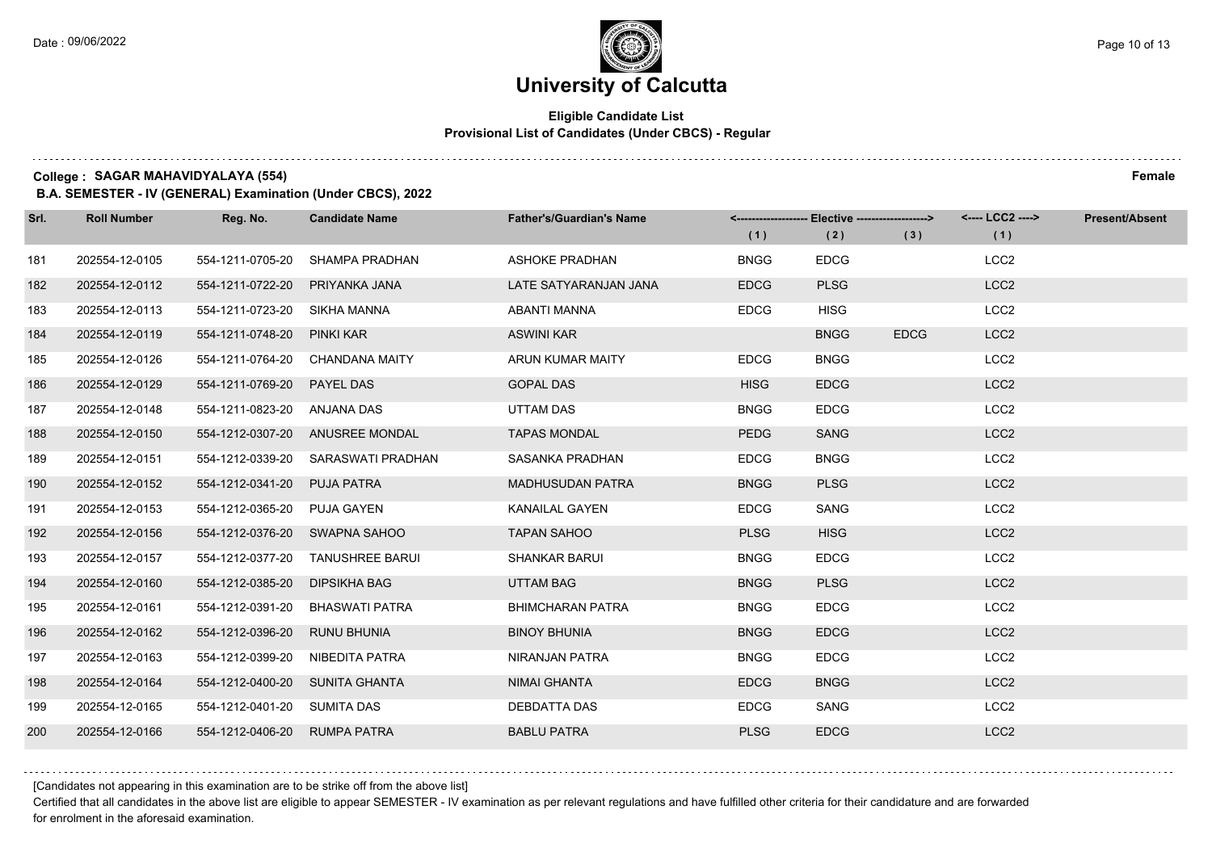# University of Calcutta

**Eligible Candidate List**
**Provisional List of Candidates (Under CBCS) - Regular**

**College : SAGAR MAHAVIDYALAYA (554)** **Female**

**B.A. SEMESTER - IV (GENERAL) Examination (Under CBCS), 2022**

| Srl. | Roll Number | Reg. No. | Candidate Name | Father's/Guardian's Name | Elective (1) | Elective (2) | Elective (3) | LCC2 (1) | Present/Absent |
|---|---|---|---|---|---|---|---|---|---|
| 181 | 202554-12-0105 | 554-1211-0705-20 | SHAMPA PRADHAN | ASHOKE PRADHAN | BNGG | EDCG | | LCC2 | |
| 182 | 202554-12-0112 | 554-1211-0722-20 | PRIYANKA JANA | LATE SATYARANJAN JANA | EDCG | PLSG | | LCC2 | |
| 183 | 202554-12-0113 | 554-1211-0723-20 | SIKHA MANNA | ABANTI MANNA | EDCG | HISG | | LCC2 | |
| 184 | 202554-12-0119 | 554-1211-0748-20 | PINKI KAR | ASWINI KAR | | BNGG | EDCG | LCC2 | |
| 185 | 202554-12-0126 | 554-1211-0764-20 | CHANDANA MAITY | ARUN KUMAR MAITY | EDCG | BNGG | | LCC2 | |
| 186 | 202554-12-0129 | 554-1211-0769-20 | PAYEL DAS | GOPAL DAS | HISG | EDCG | | LCC2 | |
| 187 | 202554-12-0148 | 554-1211-0823-20 | ANJANA DAS | UTTAM DAS | BNGG | EDCG | | LCC2 | |
| 188 | 202554-12-0150 | 554-1212-0307-20 | ANUSREE MONDAL | TAPAS MONDAL | PEDG | SANG | | LCC2 | |
| 189 | 202554-12-0151 | 554-1212-0339-20 | SARASWATI PRADHAN | SASANKA PRADHAN | EDCG | BNGG | | LCC2 | |
| 190 | 202554-12-0152 | 554-1212-0341-20 | PUJA PATRA | MADHUSUDAN PATRA | BNGG | PLSG | | LCC2 | |
| 191 | 202554-12-0153 | 554-1212-0365-20 | PUJA GAYEN | KANAILAL GAYEN | EDCG | SANG | | LCC2 | |
| 192 | 202554-12-0156 | 554-1212-0376-20 | SWAPNA SAHOO | TAPAN SAHOO | PLSG | HISG | | LCC2 | |
| 193 | 202554-12-0157 | 554-1212-0377-20 | TANUSHREE BARUI | SHANKAR BARUI | BNGG | EDCG | | LCC2 | |
| 194 | 202554-12-0160 | 554-1212-0385-20 | DIPSIKHA BAG | UTTAM BAG | BNGG | PLSG | | LCC2 | |
| 195 | 202554-12-0161 | 554-1212-0391-20 | BHASWATI PATRA | BHIMCHARAN PATRA | BNGG | EDCG | | LCC2 | |
| 196 | 202554-12-0162 | 554-1212-0396-20 | RUNU BHUNIA | BINOY BHUNIA | BNGG | EDCG | | LCC2 | |
| 197 | 202554-12-0163 | 554-1212-0399-20 | NIBEDITA PATRA | NIRANJAN PATRA | BNGG | EDCG | | LCC2 | |
| 198 | 202554-12-0164 | 554-1212-0400-20 | SUNITA GHANTA | NIMAI GHANTA | EDCG | BNGG | | LCC2 | |
| 199 | 202554-12-0165 | 554-1212-0401-20 | SUMITA DAS | DEBDATTA DAS | EDCG | SANG | | LCC2 | |
| 200 | 202554-12-0166 | 554-1212-0406-20 | RUMPA PATRA | BABLU PATRA | PLSG | EDCG | | LCC2 | |

[Candidates not appearing in this examination are to be strike off from the above list]

Certified that all candidates in the above list are eligible to appear SEMESTER - IV examination as per relevant regulations and have fulfilled other criteria for their candidature and are forwarded for enrolment in the aforesaid examination.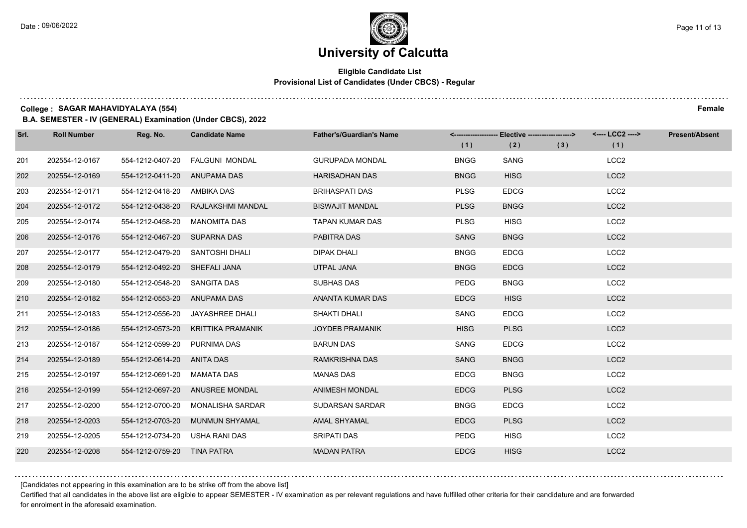# University of Calcutta

**Eligible Candidate List**
**Provisional List of Candidates (Under CBCS) - Regular**

**College : SAGAR MAHAVIDYALAYA (554)** **Female**

**B.A. SEMESTER - IV (GENERAL) Examination (Under CBCS), 2022**

| Srl. | Roll Number | Reg. No. | Candidate Name | Father's/Guardian's Name | Elective (1) | Elective (2) | Elective (3) | LCC2 (1) | Present/Absent |
|---|---|---|---|---|---|---|---|---|---|
| 201 | 202554-12-0167 | 554-1212-0407-20 | FALGUNI MONDAL | GURUPADA MONDAL | BNGG | SANG | | LCC2 | |
| 202 | 202554-12-0169 | 554-1212-0411-20 | ANUPAMA DAS | HARISADHAN DAS | BNGG | HISG | | LCC2 | |
| 203 | 202554-12-0171 | 554-1212-0418-20 | AMBIKA DAS | BRIHASPATI DAS | PLSG | EDCG | | LCC2 | |
| 204 | 202554-12-0172 | 554-1212-0438-20 | RAJLAKSHMI MANDAL | BISWAJIT MANDAL | PLSG | BNGG | | LCC2 | |
| 205 | 202554-12-0174 | 554-1212-0458-20 | MANOMITA DAS | TAPAN KUMAR DAS | PLSG | HISG | | LCC2 | |
| 206 | 202554-12-0176 | 554-1212-0467-20 | SUPARNA DAS | PABITRA DAS | SANG | BNGG | | LCC2 | |
| 207 | 202554-12-0177 | 554-1212-0479-20 | SANTOSHI DHALI | DIPAK DHALI | BNGG | EDCG | | LCC2 | |
| 208 | 202554-12-0179 | 554-1212-0492-20 | SHEFALI JANA | UTPAL JANA | BNGG | EDCG | | LCC2 | |
| 209 | 202554-12-0180 | 554-1212-0548-20 | SANGITA DAS | SUBHAS DAS | PEDG | BNGG | | LCC2 | |
| 210 | 202554-12-0182 | 554-1212-0553-20 | ANUPAMA DAS | ANANTA KUMAR DAS | EDCG | HISG | | LCC2 | |
| 211 | 202554-12-0183 | 554-1212-0556-20 | JAYASHREE DHALI | SHAKTI DHALI | SANG | EDCG | | LCC2 | |
| 212 | 202554-12-0186 | 554-1212-0573-20 | KRITTIKA PRAMANIK | JOYDEB PRAMANIK | HISG | PLSG | | LCC2 | |
| 213 | 202554-12-0187 | 554-1212-0599-20 | PURNIMA DAS | BARUN DAS | SANG | EDCG | | LCC2 | |
| 214 | 202554-12-0189 | 554-1212-0614-20 | ANITA DAS | RAMKRISHNA DAS | SANG | BNGG | | LCC2 | |
| 215 | 202554-12-0197 | 554-1212-0691-20 | MAMATA DAS | MANAS DAS | EDCG | BNGG | | LCC2 | |
| 216 | 202554-12-0199 | 554-1212-0697-20 | ANUSREE MONDAL | ANIMESH MONDAL | EDCG | PLSG | | LCC2 | |
| 217 | 202554-12-0200 | 554-1212-0700-20 | MONALISHA SARDAR | SUDARSAN SARDAR | BNGG | EDCG | | LCC2 | |
| 218 | 202554-12-0203 | 554-1212-0703-20 | MUNMUN SHYAMAL | AMAL SHYAMAL | EDCG | PLSG | | LCC2 | |
| 219 | 202554-12-0205 | 554-1212-0734-20 | USHA RANI DAS | SRIPATI DAS | PEDG | HISG | | LCC2 | |
| 220 | 202554-12-0208 | 554-1212-0759-20 | TINA PATRA | MADAN PATRA | EDCG | HISG | | LCC2 | |

[Candidates not appearing in this examination are to be strike off from the above list]

Certified that all candidates in the above list are eligible to appear SEMESTER - IV examination as per relevant regulations and have fulfilled other criteria for their candidature and are forwarded for enrolment in the aforesaid examination.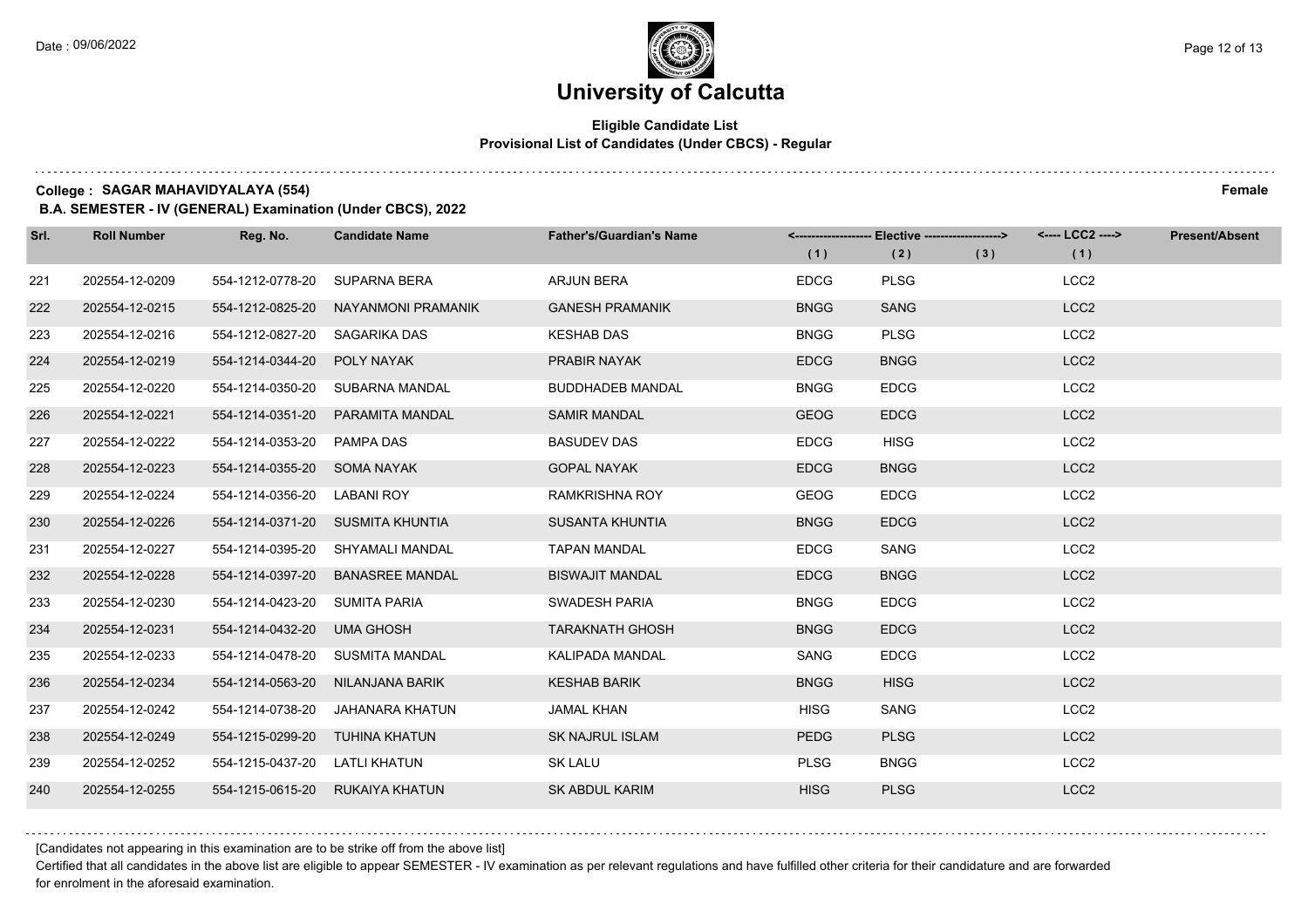# University of Calcutta

**Eligible Candidate List**
**Provisional List of Candidates (Under CBCS) - Regular**

**College : SAGAR MAHAVIDYALAYA (554)** **Female**

**B.A. SEMESTER - IV (GENERAL) Examination (Under CBCS), 2022**

| Srl. | Roll Number | Reg. No. | Candidate Name | Father's/Guardian's Name | Elective (1) | Elective (2) | Elective (3) | LCC2 (1) | Present/Absent |
|---|---|---|---|---|---|---|---|---|---|
| 221 | 202554-12-0209 | 554-1212-0778-20 | SUPARNA BERA | ARJUN BERA | EDCG | PLSG | | LCC2 | |
| 222 | 202554-12-0215 | 554-1212-0825-20 | NAYANMONI PRAMANIK | GANESH PRAMANIK | BNGG | SANG | | LCC2 | |
| 223 | 202554-12-0216 | 554-1212-0827-20 | SAGARIKA DAS | KESHAB DAS | BNGG | PLSG | | LCC2 | |
| 224 | 202554-12-0219 | 554-1214-0344-20 | POLY NAYAK | PRABIR NAYAK | EDCG | BNGG | | LCC2 | |
| 225 | 202554-12-0220 | 554-1214-0350-20 | SUBARNA MANDAL | BUDDHADEB MANDAL | BNGG | EDCG | | LCC2 | |
| 226 | 202554-12-0221 | 554-1214-0351-20 | PARAMITA MANDAL | SAMIR MANDAL | GEOG | EDCG | | LCC2 | |
| 227 | 202554-12-0222 | 554-1214-0353-20 | PAMPA DAS | BASUDEV DAS | EDCG | HISG | | LCC2 | |
| 228 | 202554-12-0223 | 554-1214-0355-20 | SOMA NAYAK | GOPAL NAYAK | EDCG | BNGG | | LCC2 | |
| 229 | 202554-12-0224 | 554-1214-0356-20 | LABANI ROY | RAMKRISHNA ROY | GEOG | EDCG | | LCC2 | |
| 230 | 202554-12-0226 | 554-1214-0371-20 | SUSMITA KHUNTIA | SUSANTA KHUNTIA | BNGG | EDCG | | LCC2 | |
| 231 | 202554-12-0227 | 554-1214-0395-20 | SHYAMALI MANDAL | TAPAN MANDAL | EDCG | SANG | | LCC2 | |
| 232 | 202554-12-0228 | 554-1214-0397-20 | BANASREE MANDAL | BISWAJIT MANDAL | EDCG | BNGG | | LCC2 | |
| 233 | 202554-12-0230 | 554-1214-0423-20 | SUMITA PARIA | SWADESH PARIA | BNGG | EDCG | | LCC2 | |
| 234 | 202554-12-0231 | 554-1214-0432-20 | UMA GHOSH | TARAKNATH GHOSH | BNGG | EDCG | | LCC2 | |
| 235 | 202554-12-0233 | 554-1214-0478-20 | SUSMITA MANDAL | KALIPADA MANDAL | SANG | EDCG | | LCC2 | |
| 236 | 202554-12-0234 | 554-1214-0563-20 | NILANJANA BARIK | KESHAB BARIK | BNGG | HISG | | LCC2 | |
| 237 | 202554-12-0242 | 554-1214-0738-20 | JAHANARA KHATUN | JAMAL KHAN | HISG | SANG | | LCC2 | |
| 238 | 202554-12-0249 | 554-1215-0299-20 | TUHINA KHATUN | SK NAJRUL ISLAM | PEDG | PLSG | | LCC2 | |
| 239 | 202554-12-0252 | 554-1215-0437-20 | LATLI KHATUN | SK LALU | PLSG | BNGG | | LCC2 | |
| 240 | 202554-12-0255 | 554-1215-0615-20 | RUKAIYA KHATUN | SK ABDUL KARIM | HISG | PLSG | | LCC2 | |

[Candidates not appearing in this examination are to be strike off from the above list]

Certified that all candidates in the above list are eligible to appear SEMESTER - IV examination as per relevant regulations and have fulfilled other criteria for their candidature and are forwarded for enrolment in the aforesaid examination.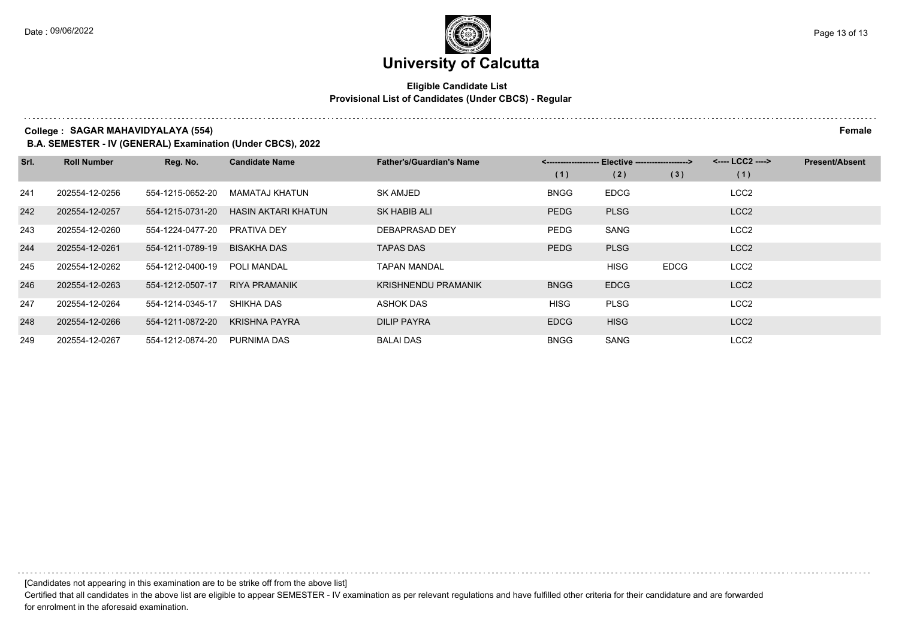# University of Calcutta

**Eligible Candidate List**
**Provisional List of Candidates (Under CBCS) - Regular**

**College : SAGAR MAHAVIDYALAYA (554)** **Female**

**B.A. SEMESTER - IV (GENERAL) Examination (Under CBCS), 2022**

| Srl. | Roll Number | Reg. No. | Candidate Name | Father's/Guardian's Name | Elective (1) | Elective (2) | Elective (3) | LCC2 (1) | Present/Absent |
|---|---|---|---|---|---|---|---|---|---|
| 241 | 202554-12-0256 | 554-1215-0652-20 | MAMATAJ KHATUN | SK AMJED | BNGG | EDCG | | LCC2 | |
| 242 | 202554-12-0257 | 554-1215-0731-20 | HASIN AKTARI KHATUN | SK HABIB ALI | PEDG | PLSG | | LCC2 | |
| 243 | 202554-12-0260 | 554-1224-0477-20 | PRATIVA DEY | DEBAPRASAD DEY | PEDG | SANG | | LCC2 | |
| 244 | 202554-12-0261 | 554-1211-0789-19 | BISAKHA DAS | TAPAS DAS | PEDG | PLSG | | LCC2 | |
| 245 | 202554-12-0262 | 554-1212-0400-19 | POLI MANDAL | TAPAN MANDAL | | HISG | EDCG | LCC2 | |
| 246 | 202554-12-0263 | 554-1212-0507-17 | RIYA PRAMANIK | KRISHNENDU PRAMANIK | BNGG | EDCG | | LCC2 | |
| 247 | 202554-12-0264 | 554-1214-0345-17 | SHIKHA DAS | ASHOK DAS | HISG | PLSG | | LCC2 | |
| 248 | 202554-12-0266 | 554-1211-0872-20 | KRISHNA PAYRA | DILIP PAYRA | EDCG | HISG | | LCC2 | |
| 249 | 202554-12-0267 | 554-1212-0874-20 | PURNIMA DAS | BALAI DAS | BNGG | SANG | | LCC2 | |

[Candidates not appearing in this examination are to be strike off from the above list]

Certified that all candidates in the above list are eligible to appear SEMESTER - IV examination as per relevant regulations and have fulfilled other criteria for their candidature and are forwarded for enrolment in the aforesaid examination.